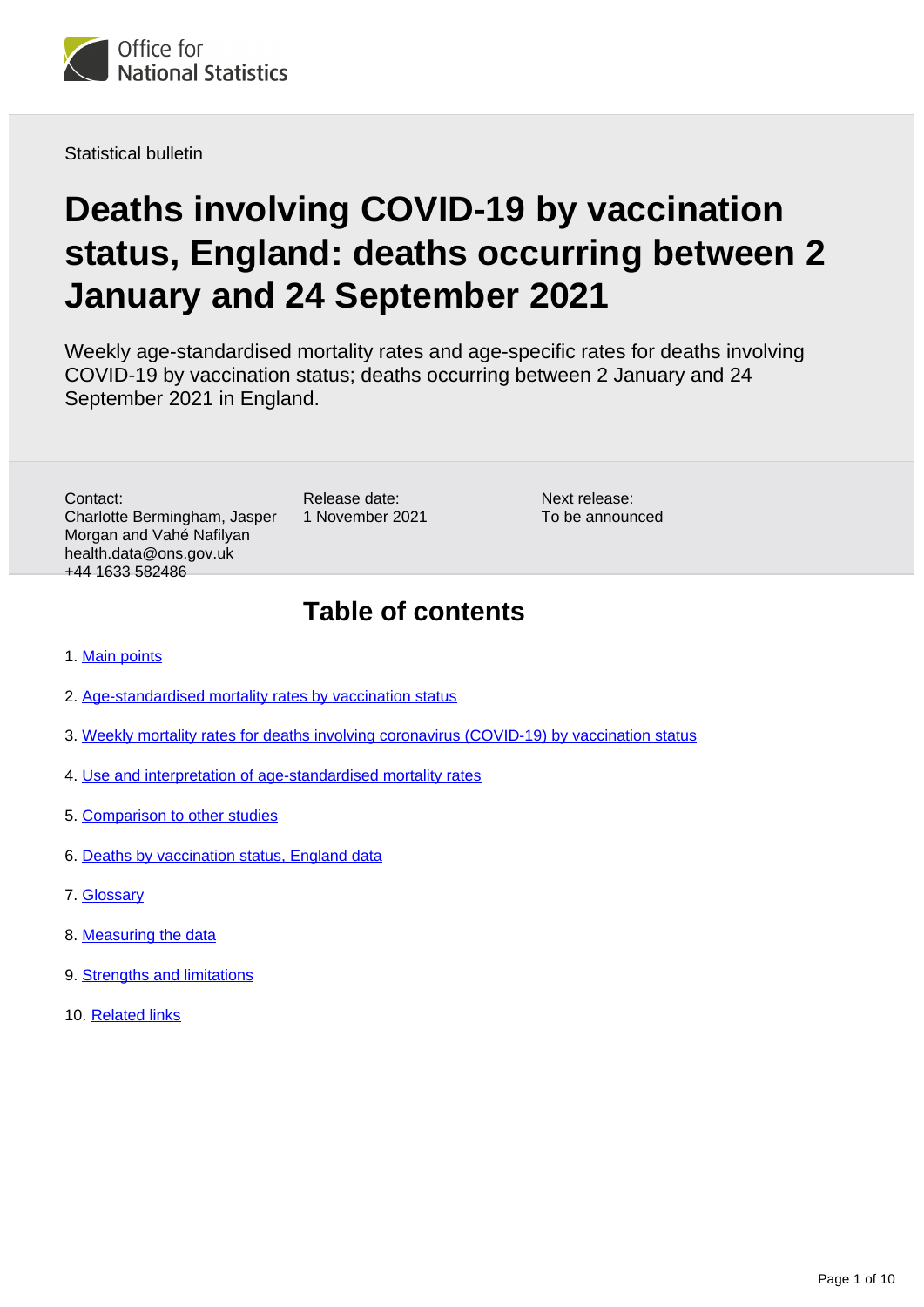Office for National Statistics

Statistical bulletin

# Deaths involving COVID-19 by vaccination status, England: deaths occurring between 2 January and 24 September 2021

Weekly age-standardised mortality rates and age-specific rates for deaths involving COVID-19 by vaccination status; deaths occurring between 2 January and 24 September 2021 in England.

Contact:
Charlotte Bermingham, Jasper Morgan and Vahé Nafilyan
health.data@ons.gov.uk
+44 1633 582486

Release date:
1 November 2021

Next release:
To be announced

## Table of contents

1. Main points
2. Age-standardised mortality rates by vaccination status
3. Weekly mortality rates for deaths involving coronavirus (COVID-19) by vaccination status
4. Use and interpretation of age-standardised mortality rates
5. Comparison to other studies
6. Deaths by vaccination status, England data
7. Glossary
8. Measuring the data
9. Strengths and limitations
10. Related links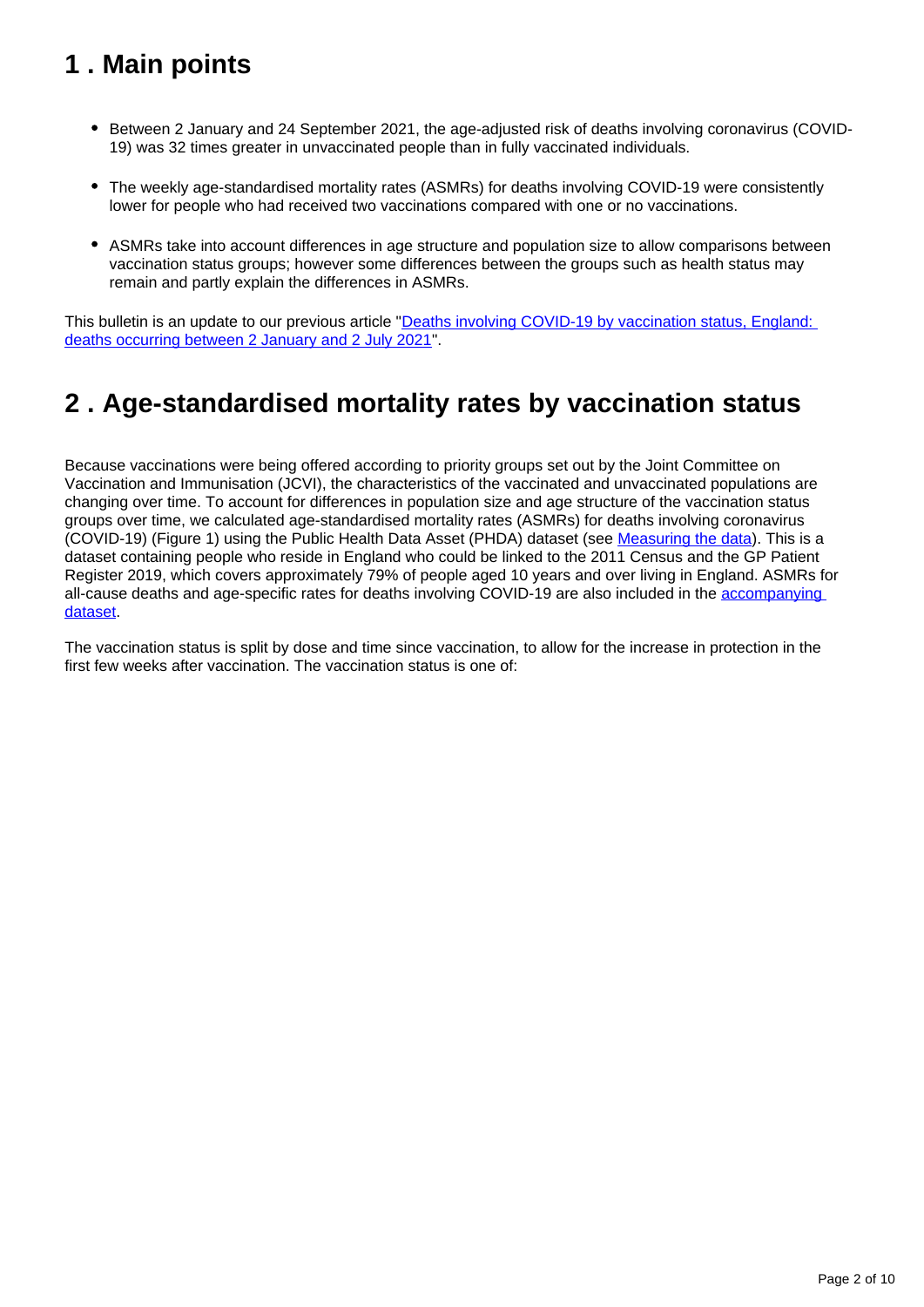## 1 . Main points

- Between 2 January and 24 September 2021, the age-adjusted risk of deaths involving coronavirus (COVID-19) was 32 times greater in unvaccinated people than in fully vaccinated individuals.
- The weekly age-standardised mortality rates (ASMRs) for deaths involving COVID-19 were consistently lower for people who had received two vaccinations compared with one or no vaccinations.
- ASMRs take into account differences in age structure and population size to allow comparisons between vaccination status groups; however some differences between the groups such as health status may remain and partly explain the differences in ASMRs.

This bulletin is an update to our previous article "Deaths involving COVID-19 by vaccination status, England: deaths occurring between 2 January and 2 July 2021".

## 2 . Age-standardised mortality rates by vaccination status

Because vaccinations were being offered according to priority groups set out by the Joint Committee on Vaccination and Immunisation (JCVI), the characteristics of the vaccinated and unvaccinated populations are changing over time. To account for differences in population size and age structure of the vaccination status groups over time, we calculated age-standardised mortality rates (ASMRs) for deaths involving coronavirus (COVID-19) (Figure 1) using the Public Health Data Asset (PHDA) dataset (see Measuring the data). This is a dataset containing people who reside in England who could be linked to the 2011 Census and the GP Patient Register 2019, which covers approximately 79% of people aged 10 years and over living in England. ASMRs for all-cause deaths and age-specific rates for deaths involving COVID-19 are also included in the accompanying dataset.

The vaccination status is split by dose and time since vaccination, to allow for the increase in protection in the first few weeks after vaccination. The vaccination status is one of: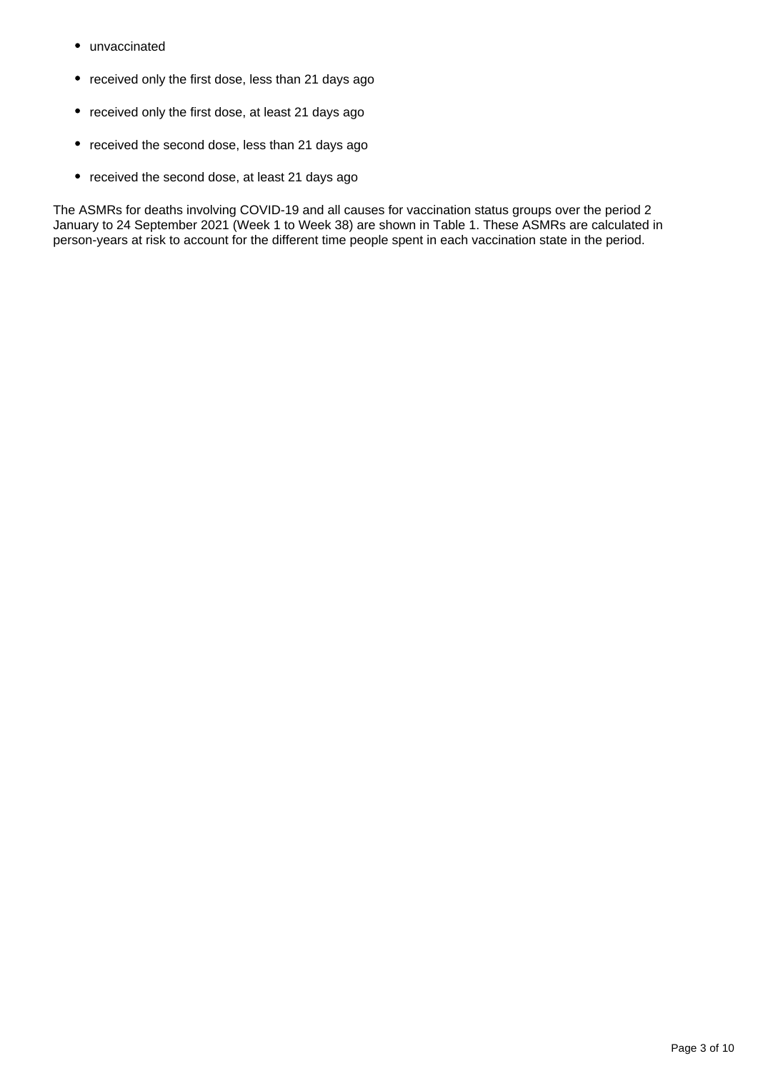- unvaccinated
- received only the first dose, less than 21 days ago
- received only the first dose, at least 21 days ago
- received the second dose, less than 21 days ago
- received the second dose, at least 21 days ago

The ASMRs for deaths involving COVID-19 and all causes for vaccination status groups over the period 2 January to 24 September 2021 (Week 1 to Week 38) are shown in Table 1. These ASMRs are calculated in person-years at risk to account for the different time people spent in each vaccination state in the period.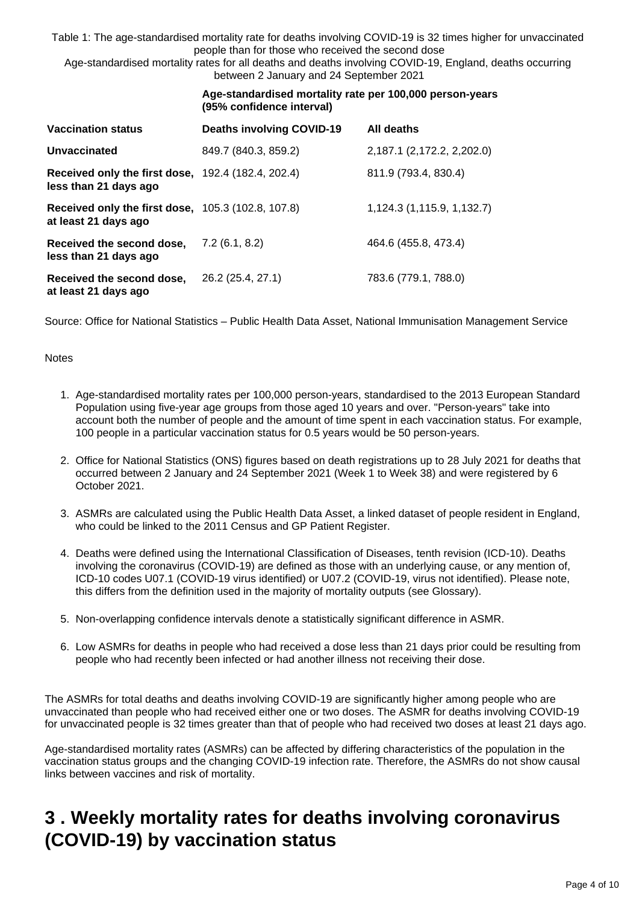Table 1: The age-standardised mortality rate for deaths involving COVID-19 is 32 times higher for unvaccinated people than for those who received the second dose

Age-standardised mortality rates for all deaths and deaths involving COVID-19, England, deaths occurring between 2 January and 24 September 2021

| | **Age-standardised mortality rate per 100,000 person-years (95% confidence interval)** | |
|---|---|---|
| **Vaccination status** | **Deaths involving COVID-19** | **All deaths** |
| **Unvaccinated** | 849.7 (840.3, 859.2) | 2,187.1 (2,172.2, 2,202.0) |
| **Received only the first dose, less than 21 days ago** | 192.4 (182.4, 202.4) | 811.9 (793.4, 830.4) |
| **Received only the first dose, at least 21 days ago** | 105.3 (102.8, 107.8) | 1,124.3 (1,115.9, 1,132.7) |
| **Received the second dose, less than 21 days ago** | 7.2 (6.1, 8.2) | 464.6 (455.8, 473.4) |
| **Received the second dose, at least 21 days ago** | 26.2 (25.4, 27.1) | 783.6 (779.1, 788.0) |

Source: Office for National Statistics – Public Health Data Asset, National Immunisation Management Service

Notes

1. Age-standardised mortality rates per 100,000 person-years, standardised to the 2013 European Standard Population using five-year age groups from those aged 10 years and over. "Person-years" take into account both the number of people and the amount of time spent in each vaccination status. For example, 100 people in a particular vaccination status for 0.5 years would be 50 person-years.
2. Office for National Statistics (ONS) figures based on death registrations up to 28 July 2021 for deaths that occurred between 2 January and 24 September 2021 (Week 1 to Week 38) and were registered by 6 October 2021.
3. ASMRs are calculated using the Public Health Data Asset, a linked dataset of people resident in England, who could be linked to the 2011 Census and GP Patient Register.
4. Deaths were defined using the International Classification of Diseases, tenth revision (ICD-10). Deaths involving the coronavirus (COVID-19) are defined as those with an underlying cause, or any mention of, ICD-10 codes U07.1 (COVID-19 virus identified) or U07.2 (COVID-19, virus not identified). Please note, this differs from the definition used in the majority of mortality outputs (see Glossary).
5. Non-overlapping confidence intervals denote a statistically significant difference in ASMR.
6. Low ASMRs for deaths in people who had received a dose less than 21 days prior could be resulting from people who had recently been infected or had another illness not receiving their dose.

The ASMRs for total deaths and deaths involving COVID-19 are significantly higher among people who are unvaccinated than people who had received either one or two doses. The ASMR for deaths involving COVID-19 for unvaccinated people is 32 times greater than that of people who had received two doses at least 21 days ago.

Age-standardised mortality rates (ASMRs) can be affected by differing characteristics of the population in the vaccination status groups and the changing COVID-19 infection rate. Therefore, the ASMRs do not show causal links between vaccines and risk of mortality.

# 3 . Weekly mortality rates for deaths involving coronavirus (COVID-19) by vaccination status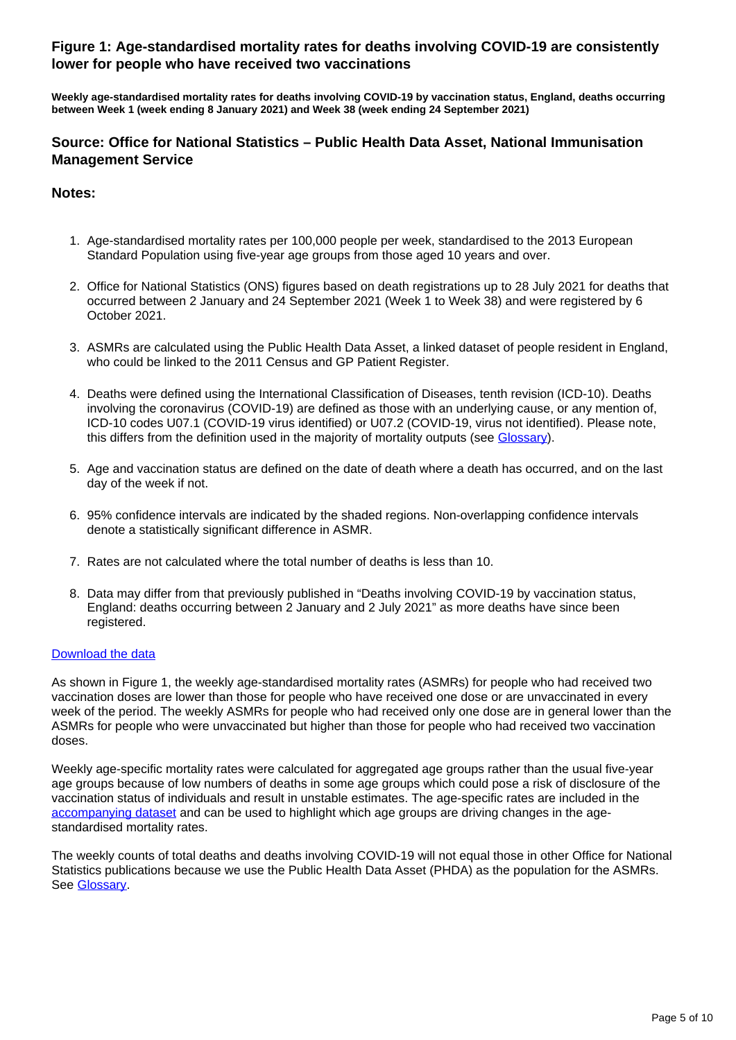### Figure 1: Age-standardised mortality rates for deaths involving COVID-19 are consistently lower for people who have received two vaccinations

**Weekly age-standardised mortality rates for deaths involving COVID-19 by vaccination status, England, deaths occurring between Week 1 (week ending 8 January 2021) and Week 38 (week ending 24 September 2021)**

### Source: Office for National Statistics – Public Health Data Asset, National Immunisation Management Service

### Notes:

1. Age-standardised mortality rates per 100,000 people per week, standardised to the 2013 European Standard Population using five-year age groups from those aged 10 years and over.

2. Office for National Statistics (ONS) figures based on death registrations up to 28 July 2021 for deaths that occurred between 2 January and 24 September 2021 (Week 1 to Week 38) and were registered by 6 October 2021.

3. ASMRs are calculated using the Public Health Data Asset, a linked dataset of people resident in England, who could be linked to the 2011 Census and GP Patient Register.

4. Deaths were defined using the International Classification of Diseases, tenth revision (ICD-10). Deaths involving the coronavirus (COVID-19) are defined as those with an underlying cause, or any mention of, ICD-10 codes U07.1 (COVID-19 virus identified) or U07.2 (COVID-19, virus not identified). Please note, this differs from the definition used in the majority of mortality outputs (see Glossary).

5. Age and vaccination status are defined on the date of death where a death has occurred, and on the last day of the week if not.

6. 95% confidence intervals are indicated by the shaded regions. Non-overlapping confidence intervals denote a statistically significant difference in ASMR.

7. Rates are not calculated where the total number of deaths is less than 10.

8. Data may differ from that previously published in "Deaths involving COVID-19 by vaccination status, England: deaths occurring between 2 January and 2 July 2021" as more deaths have since been registered.

Download the data

As shown in Figure 1, the weekly age-standardised mortality rates (ASMRs) for people who had received two vaccination doses are lower than those for people who have received one dose or are unvaccinated in every week of the period. The weekly ASMRs for people who had received only one dose are in general lower than the ASMRs for people who were unvaccinated but higher than those for people who had received two vaccination doses.

Weekly age-specific mortality rates were calculated for aggregated age groups rather than the usual five-year age groups because of low numbers of deaths in some age groups which could pose a risk of disclosure of the vaccination status of individuals and result in unstable estimates. The age-specific rates are included in the accompanying dataset and can be used to highlight which age groups are driving changes in the age-standardised mortality rates.

The weekly counts of total deaths and deaths involving COVID-19 will not equal those in other Office for National Statistics publications because we use the Public Health Data Asset (PHDA) as the population for the ASMRs. See Glossary.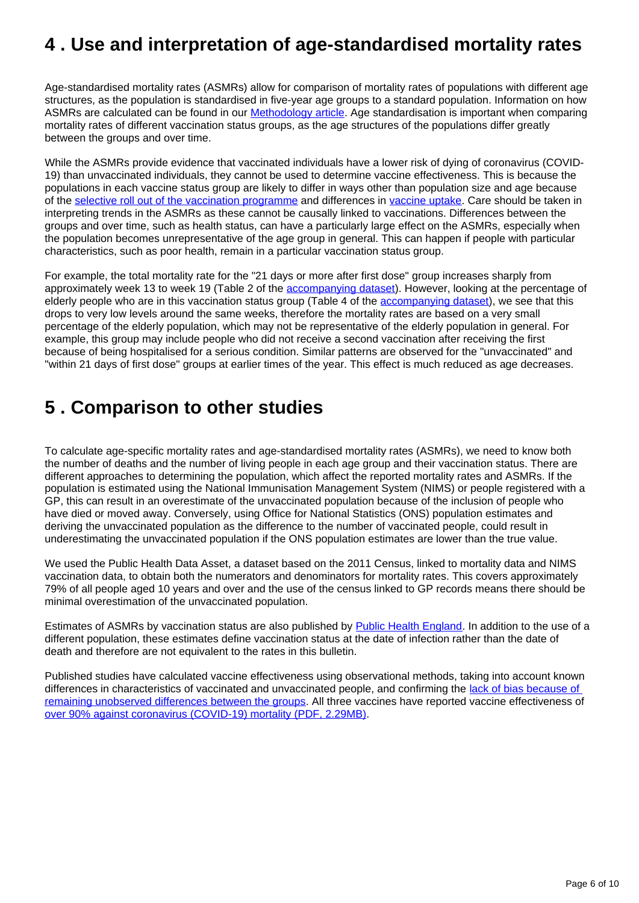## 4 . Use and interpretation of age-standardised mortality rates

Age-standardised mortality rates (ASMRs) allow for comparison of mortality rates of populations with different age structures, as the population is standardised in five-year age groups to a standard population. Information on how ASMRs are calculated can be found in our [Methodology article](). Age standardisation is important when comparing mortality rates of different vaccination status groups, as the age structures of the populations differ greatly between the groups and over time.

While the ASMRs provide evidence that vaccinated individuals have a lower risk of dying of coronavirus (COVID-19) than unvaccinated individuals, they cannot be used to determine vaccine effectiveness. This is because the populations in each vaccine status group are likely to differ in ways other than population size and age because of the [selective roll out of the vaccination programme]() and differences in [vaccine uptake](). Care should be taken in interpreting trends in the ASMRs as these cannot be causally linked to vaccinations. Differences between the groups and over time, such as health status, can have a particularly large effect on the ASMRs, especially when the population becomes unrepresentative of the age group in general. This can happen if people with particular characteristics, such as poor health, remain in a particular vaccination status group.

For example, the total mortality rate for the "21 days or more after first dose" group increases sharply from approximately week 13 to week 19 (Table 2 of the [accompanying dataset]()). However, looking at the percentage of elderly people who are in this vaccination status group (Table 4 of the [accompanying dataset]()), we see that this drops to very low levels around the same weeks, therefore the mortality rates are based on a very small percentage of the elderly population, which may not be representative of the elderly population in general. For example, this group may include people who did not receive a second vaccination after receiving the first because of being hospitalised for a serious condition. Similar patterns are observed for the "unvaccinated" and "within 21 days of first dose" groups at earlier times of the year. This effect is much reduced as age decreases.

## 5 . Comparison to other studies

To calculate age-specific mortality rates and age-standardised mortality rates (ASMRs), we need to know both the number of deaths and the number of living people in each age group and their vaccination status. There are different approaches to determining the population, which affect the reported mortality rates and ASMRs. If the population is estimated using the National Immunisation Management System (NIMS) or people registered with a GP, this can result in an overestimate of the unvaccinated population because of the inclusion of people who have died or moved away. Conversely, using Office for National Statistics (ONS) population estimates and deriving the unvaccinated population as the difference to the number of vaccinated people, could result in underestimating the unvaccinated population if the ONS population estimates are lower than the true value.

We used the Public Health Data Asset, a dataset based on the 2011 Census, linked to mortality data and NIMS vaccination data, to obtain both the numerators and denominators for mortality rates. This covers approximately 79% of all people aged 10 years and over and the use of the census linked to GP records means there should be minimal overestimation of the unvaccinated population.

Estimates of ASMRs by vaccination status are also published by [Public Health England](). In addition to the use of a different population, these estimates define vaccination status at the date of infection rather than the date of death and therefore are not equivalent to the rates in this bulletin.

Published studies have calculated vaccine effectiveness using observational methods, taking into account known differences in characteristics of vaccinated and unvaccinated people, and confirming the [lack of bias because of remaining unobserved differences between the groups](). All three vaccines have reported vaccine effectiveness of [over 90% against coronavirus (COVID-19) mortality (PDF, 2.29MB)]().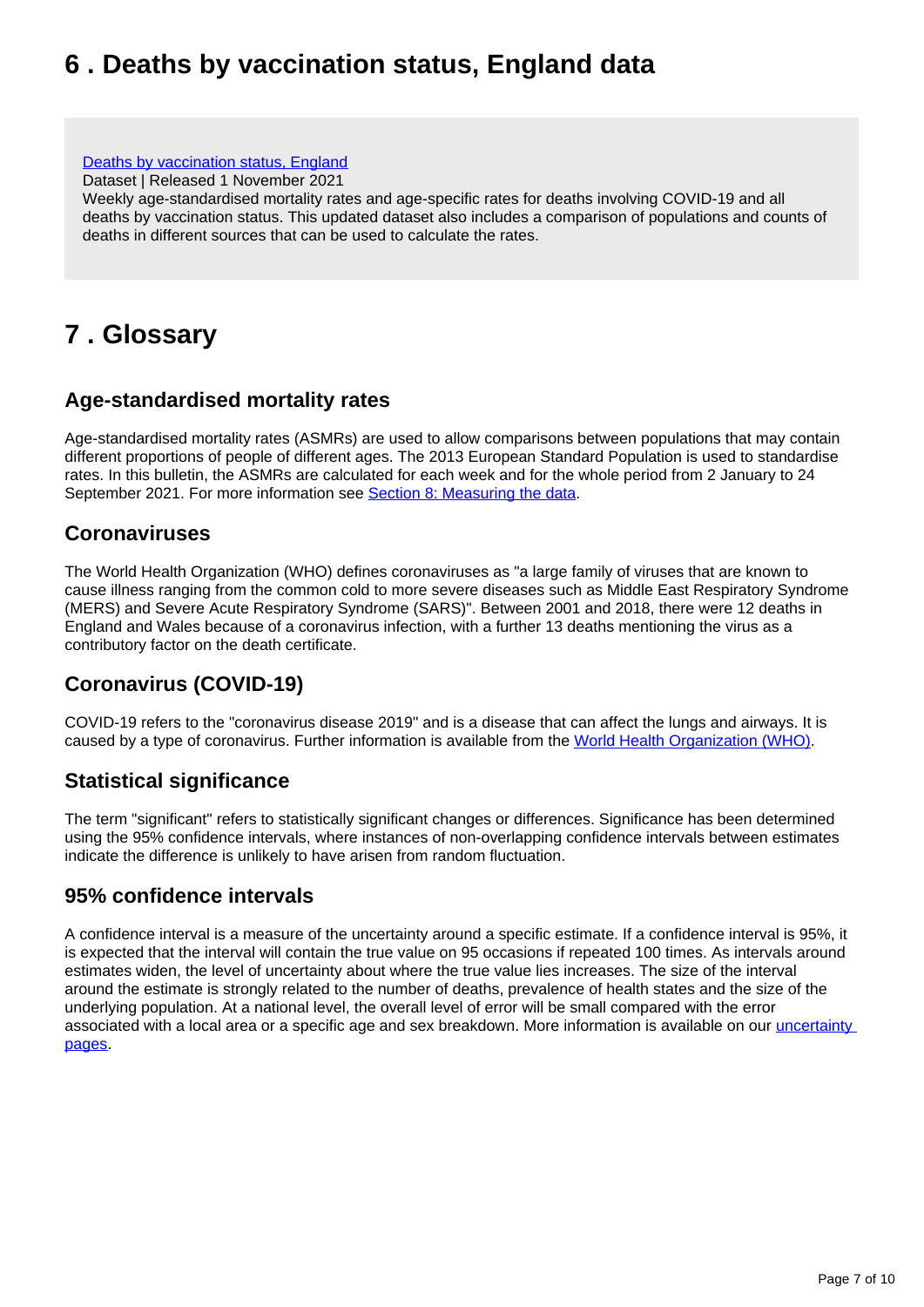## 6 . Deaths by vaccination status, England data

[Deaths by vaccination status, England](#)
Dataset | Released 1 November 2021
Weekly age-standardised mortality rates and age-specific rates for deaths involving COVID-19 and all deaths by vaccination status. This updated dataset also includes a comparison of populations and counts of deaths in different sources that can be used to calculate the rates.

## 7 . Glossary

### Age-standardised mortality rates

Age-standardised mortality rates (ASMRs) are used to allow comparisons between populations that may contain different proportions of people of different ages. The 2013 European Standard Population is used to standardise rates. In this bulletin, the ASMRs are calculated for each week and for the whole period from 2 January to 24 September 2021. For more information see [Section 8: Measuring the data](#).

### Coronaviruses

The World Health Organization (WHO) defines coronaviruses as "a large family of viruses that are known to cause illness ranging from the common cold to more severe diseases such as Middle East Respiratory Syndrome (MERS) and Severe Acute Respiratory Syndrome (SARS)". Between 2001 and 2018, there were 12 deaths in England and Wales because of a coronavirus infection, with a further 13 deaths mentioning the virus as a contributory factor on the death certificate.

### Coronavirus (COVID-19)

COVID-19 refers to the "coronavirus disease 2019" and is a disease that can affect the lungs and airways. It is caused by a type of coronavirus. Further information is available from the [World Health Organization (WHO)](#).

### Statistical significance

The term "significant" refers to statistically significant changes or differences. Significance has been determined using the 95% confidence intervals, where instances of non-overlapping confidence intervals between estimates indicate the difference is unlikely to have arisen from random fluctuation.

### 95% confidence intervals

A confidence interval is a measure of the uncertainty around a specific estimate. If a confidence interval is 95%, it is expected that the interval will contain the true value on 95 occasions if repeated 100 times. As intervals around estimates widen, the level of uncertainty about where the true value lies increases. The size of the interval around the estimate is strongly related to the number of deaths, prevalence of health states and the size of the underlying population. At a national level, the overall level of error will be small compared with the error associated with a local area or a specific age and sex breakdown. More information is available on our [uncertainty pages](#).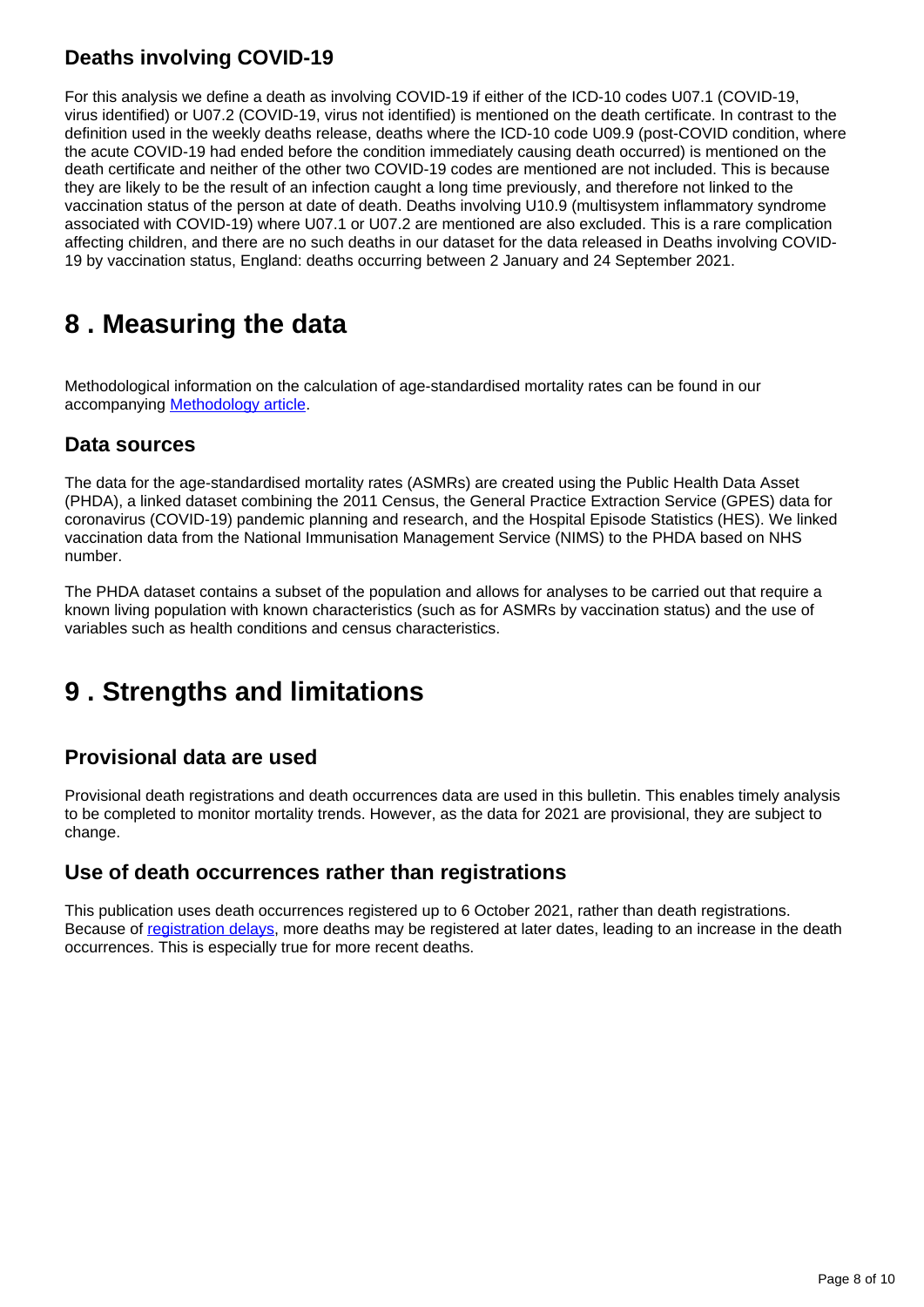### Deaths involving COVID-19

For this analysis we define a death as involving COVID-19 if either of the ICD-10 codes U07.1 (COVID-19, virus identified) or U07.2 (COVID-19, virus not identified) is mentioned on the death certificate. In contrast to the definition used in the weekly deaths release, deaths where the ICD-10 code U09.9 (post-COVID condition, where the acute COVID-19 had ended before the condition immediately causing death occurred) is mentioned on the death certificate and neither of the other two COVID-19 codes are mentioned are not included. This is because they are likely to be the result of an infection caught a long time previously, and therefore not linked to the vaccination status of the person at date of death. Deaths involving U10.9 (multisystem inflammatory syndrome associated with COVID-19) where U07.1 or U07.2 are mentioned are also excluded. This is a rare complication affecting children, and there are no such deaths in our dataset for the data released in Deaths involving COVID-19 by vaccination status, England: deaths occurring between 2 January and 24 September 2021.

## 8 . Measuring the data

Methodological information on the calculation of age-standardised mortality rates can be found in our accompanying [Methodology article].

### Data sources

The data for the age-standardised mortality rates (ASMRs) are created using the Public Health Data Asset (PHDA), a linked dataset combining the 2011 Census, the General Practice Extraction Service (GPES) data for coronavirus (COVID-19) pandemic planning and research, and the Hospital Episode Statistics (HES). We linked vaccination data from the National Immunisation Management Service (NIMS) to the PHDA based on NHS number.

The PHDA dataset contains a subset of the population and allows for analyses to be carried out that require a known living population with known characteristics (such as for ASMRs by vaccination status) and the use of variables such as health conditions and census characteristics.

## 9 . Strengths and limitations

### Provisional data are used

Provisional death registrations and death occurrences data are used in this bulletin. This enables timely analysis to be completed to monitor mortality trends. However, as the data for 2021 are provisional, they are subject to change.

### Use of death occurrences rather than registrations

This publication uses death occurrences registered up to 6 October 2021, rather than death registrations. Because of [registration delays], more deaths may be registered at later dates, leading to an increase in the death occurrences. This is especially true for more recent deaths.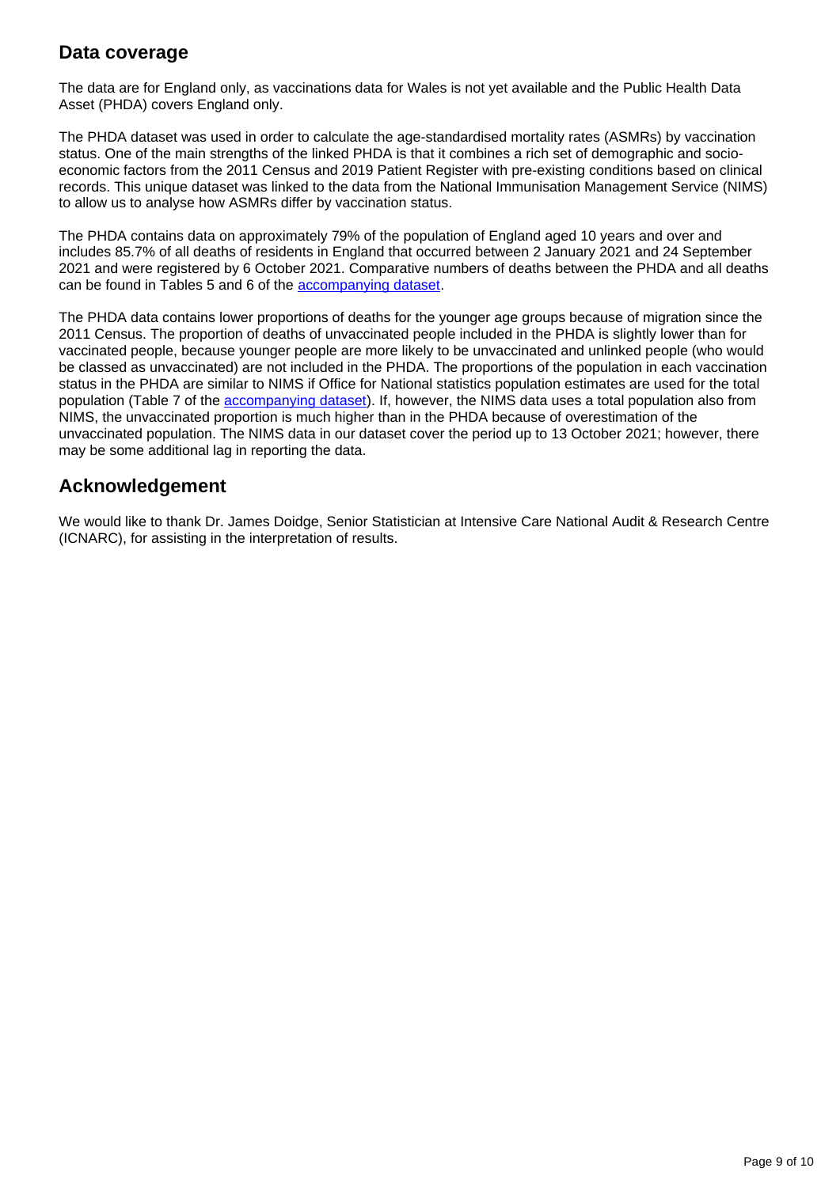## Data coverage

The data are for England only, as vaccinations data for Wales is not yet available and the Public Health Data Asset (PHDA) covers England only.

The PHDA dataset was used in order to calculate the age-standardised mortality rates (ASMRs) by vaccination status. One of the main strengths of the linked PHDA is that it combines a rich set of demographic and socio-economic factors from the 2011 Census and 2019 Patient Register with pre-existing conditions based on clinical records. This unique dataset was linked to the data from the National Immunisation Management Service (NIMS) to allow us to analyse how ASMRs differ by vaccination status.

The PHDA contains data on approximately 79% of the population of England aged 10 years and over and includes 85.7% of all deaths of residents in England that occurred between 2 January 2021 and 24 September 2021 and were registered by 6 October 2021. Comparative numbers of deaths between the PHDA and all deaths can be found in Tables 5 and 6 of the accompanying dataset.

The PHDA data contains lower proportions of deaths for the younger age groups because of migration since the 2011 Census. The proportion of deaths of unvaccinated people included in the PHDA is slightly lower than for vaccinated people, because younger people are more likely to be unvaccinated and unlinked people (who would be classed as unvaccinated) are not included in the PHDA. The proportions of the population in each vaccination status in the PHDA are similar to NIMS if Office for National statistics population estimates are used for the total population (Table 7 of the accompanying dataset). If, however, the NIMS data uses a total population also from NIMS, the unvaccinated proportion is much higher than in the PHDA because of overestimation of the unvaccinated population. The NIMS data in our dataset cover the period up to 13 October 2021; however, there may be some additional lag in reporting the data.

## Acknowledgement

We would like to thank Dr. James Doidge, Senior Statistician at Intensive Care National Audit & Research Centre (ICNARC), for assisting in the interpretation of results.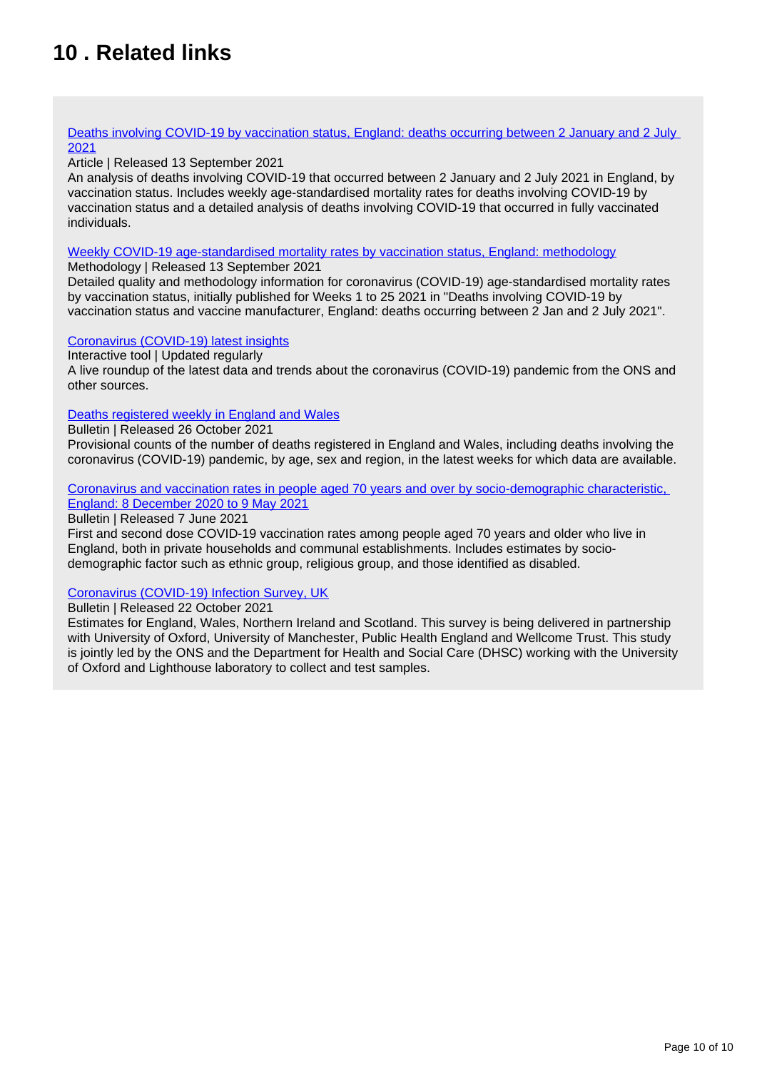## 10 . Related links

[Deaths involving COVID-19 by vaccination status, England: deaths occurring between 2 January and 2 July 2021]

Article | Released 13 September 2021

An analysis of deaths involving COVID-19 that occurred between 2 January and 2 July 2021 in England, by vaccination status. Includes weekly age-standardised mortality rates for deaths involving COVID-19 by vaccination status and a detailed analysis of deaths involving COVID-19 that occurred in fully vaccinated individuals.

[Weekly COVID-19 age-standardised mortality rates by vaccination status, England: methodology]

Methodology | Released 13 September 2021

Detailed quality and methodology information for coronavirus (COVID-19) age-standardised mortality rates by vaccination status, initially published for Weeks 1 to 25 2021 in "Deaths involving COVID-19 by vaccination status and vaccine manufacturer, England: deaths occurring between 2 Jan and 2 July 2021".

[Coronavirus (COVID-19) latest insights]

Interactive tool | Updated regularly

A live roundup of the latest data and trends about the coronavirus (COVID-19) pandemic from the ONS and other sources.

[Deaths registered weekly in England and Wales]

Bulletin | Released 26 October 2021

Provisional counts of the number of deaths registered in England and Wales, including deaths involving the coronavirus (COVID-19) pandemic, by age, sex and region, in the latest weeks for which data are available.

[Coronavirus and vaccination rates in people aged 70 years and over by socio-demographic characteristic, England: 8 December 2020 to 9 May 2021]

Bulletin | Released 7 June 2021

First and second dose COVID-19 vaccination rates among people aged 70 years and older who live in England, both in private households and communal establishments. Includes estimates by socio-demographic factor such as ethnic group, religious group, and those identified as disabled.

[Coronavirus (COVID-19) Infection Survey, UK]

Bulletin | Released 22 October 2021

Estimates for England, Wales, Northern Ireland and Scotland. This survey is being delivered in partnership with University of Oxford, University of Manchester, Public Health England and Wellcome Trust. This study is jointly led by the ONS and the Department for Health and Social Care (DHSC) working with the University of Oxford and Lighthouse laboratory to collect and test samples.